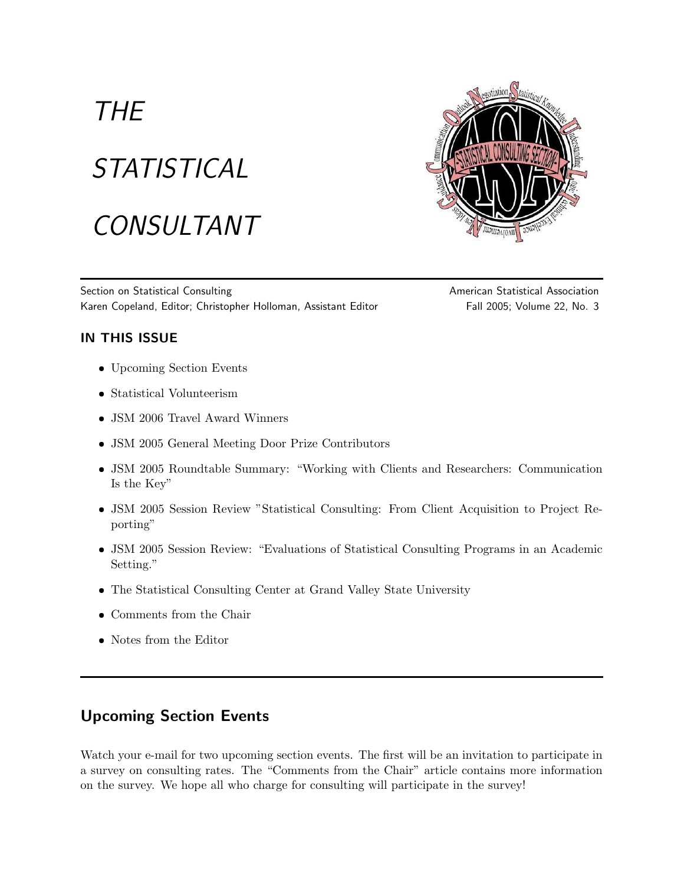# THE STATISTICAL CONSULTANT

Section on Statistical Consulting — American Statistical Association

Karen Copeland, Editor; Christopher Holloman, Assistant Editor — Fall 2005; Volume 22, No. 3

## IN THIS ISSUE

- Upcoming Section Events
- Statistical Volunteerism
- JSM 2006 Travel Award Winners
- JSM 2005 General Meeting Door Prize Contributors
- JSM 2005 Roundtable Summary: "Working with Clients and Researchers: Communication Is the Key"
- JSM 2005 Session Review "Statistical Consulting: From Client Acquisition to Project Reporting"
- JSM 2005 Session Review: "Evaluations of Statistical Consulting Programs in an Academic Setting."
- The Statistical Consulting Center at Grand Valley State University
- Comments from the Chair
- Notes from the Editor

---

## Upcoming Section Events

Watch your e-mail for two upcoming section events. The first will be an invitation to participate in a survey on consulting rates. The "Comments from the Chair" article contains more information on the survey. We hope all who charge for consulting will participate in the survey!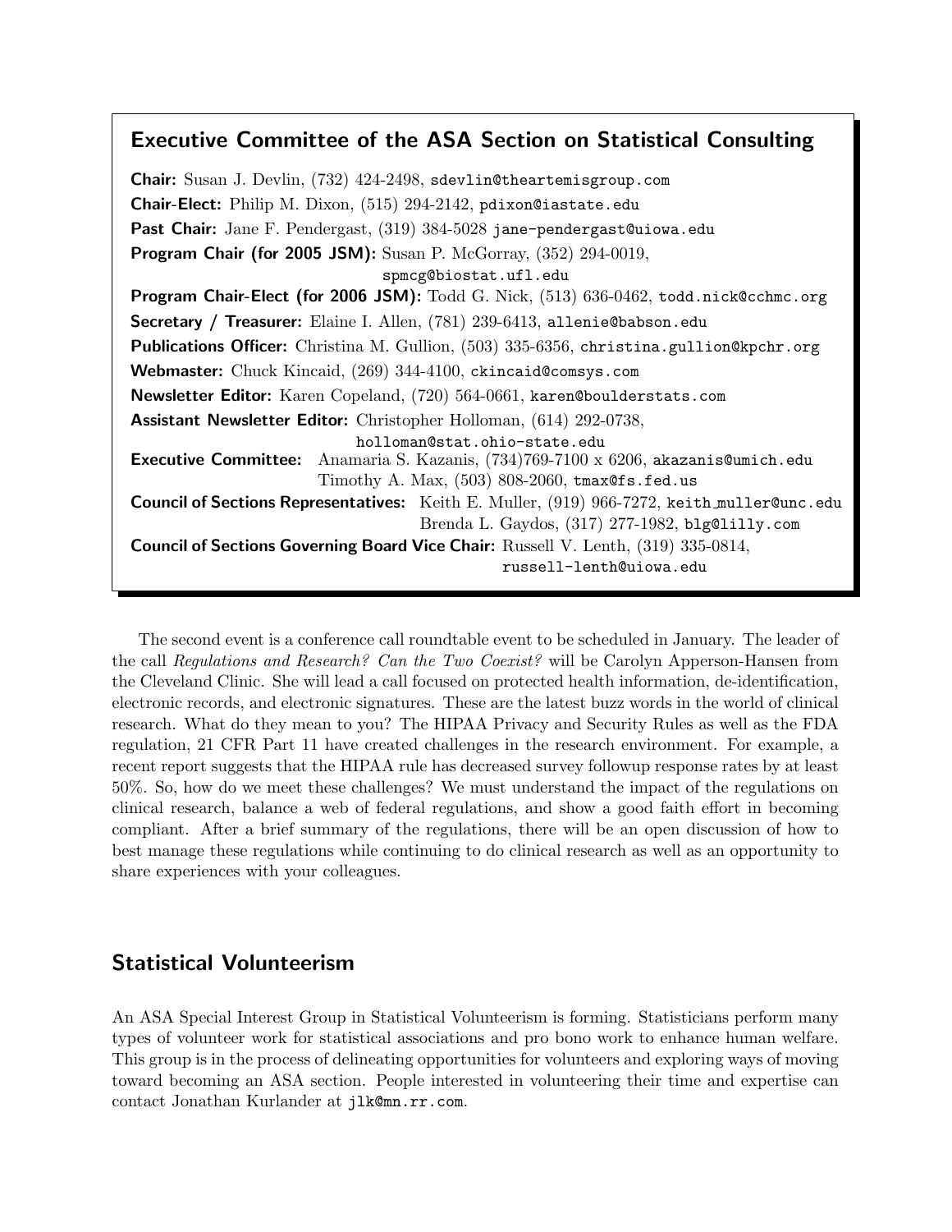## Executive Committee of the ASA Section on Statistical Consulting

**Chair:** Susan J. Devlin, (732) 424-2498, sdevlin@theartemisgroup.com
**Chair-Elect:** Philip M. Dixon, (515) 294-2142, pdixon@iastate.edu
**Past Chair:** Jane F. Pendergast, (319) 384-5028 jane-pendergast@uiowa.edu
**Program Chair (for 2005 JSM):** Susan P. McGorray, (352) 294-0019, spmcg@biostat.ufl.edu
**Program Chair-Elect (for 2006 JSM):** Todd G. Nick, (513) 636-0462, todd.nick@cchmc.org
**Secretary / Treasurer:** Elaine I. Allen, (781) 239-6413, allenie@babson.edu
**Publications Officer:** Christina M. Gullion, (503) 335-6356, christina.gullion@kpchr.org
**Webmaster:** Chuck Kincaid, (269) 344-4100, ckincaid@comsys.com
**Newsletter Editor:** Karen Copeland, (720) 564-0661, karen@boulderstats.com
**Assistant Newsletter Editor:** Christopher Holloman, (614) 292-0738, holloman@stat.ohio-state.edu
**Executive Committee:** Anamaria S. Kazanis, (734)769-7100 x 6206, akazanis@umich.edu
Timothy A. Max, (503) 808-2060, tmax@fs.fed.us
**Council of Sections Representatives:** Keith E. Muller, (919) 966-7272, keith_muller@unc.edu
Brenda L. Gaydos, (317) 277-1982, blg@lilly.com
**Council of Sections Governing Board Vice Chair:** Russell V. Lenth, (319) 335-0814, russell-lenth@uiowa.edu

The second event is a conference call roundtable event to be scheduled in January. The leader of the call *Regulations and Research? Can the Two Coexist?* will be Carolyn Apperson-Hansen from the Cleveland Clinic. She will lead a call focused on protected health information, de-identification, electronic records, and electronic signatures. These are the latest buzz words in the world of clinical research. What do they mean to you? The HIPAA Privacy and Security Rules as well as the FDA regulation, 21 CFR Part 11 have created challenges in the research environment. For example, a recent report suggests that the HIPAA rule has decreased survey followup response rates by at least 50%. So, how do we meet these challenges? We must understand the impact of the regulations on clinical research, balance a web of federal regulations, and show a good faith effort in becoming compliant. After a brief summary of the regulations, there will be an open discussion of how to best manage these regulations while continuing to do clinical research as well as an opportunity to share experiences with your colleagues.

## Statistical Volunteerism

An ASA Special Interest Group in Statistical Volunteerism is forming. Statisticians perform many types of volunteer work for statistical associations and pro bono work to enhance human welfare. This group is in the process of delineating opportunities for volunteers and exploring ways of moving toward becoming an ASA section. People interested in volunteering their time and expertise can contact Jonathan Kurlander at jlk@mn.rr.com.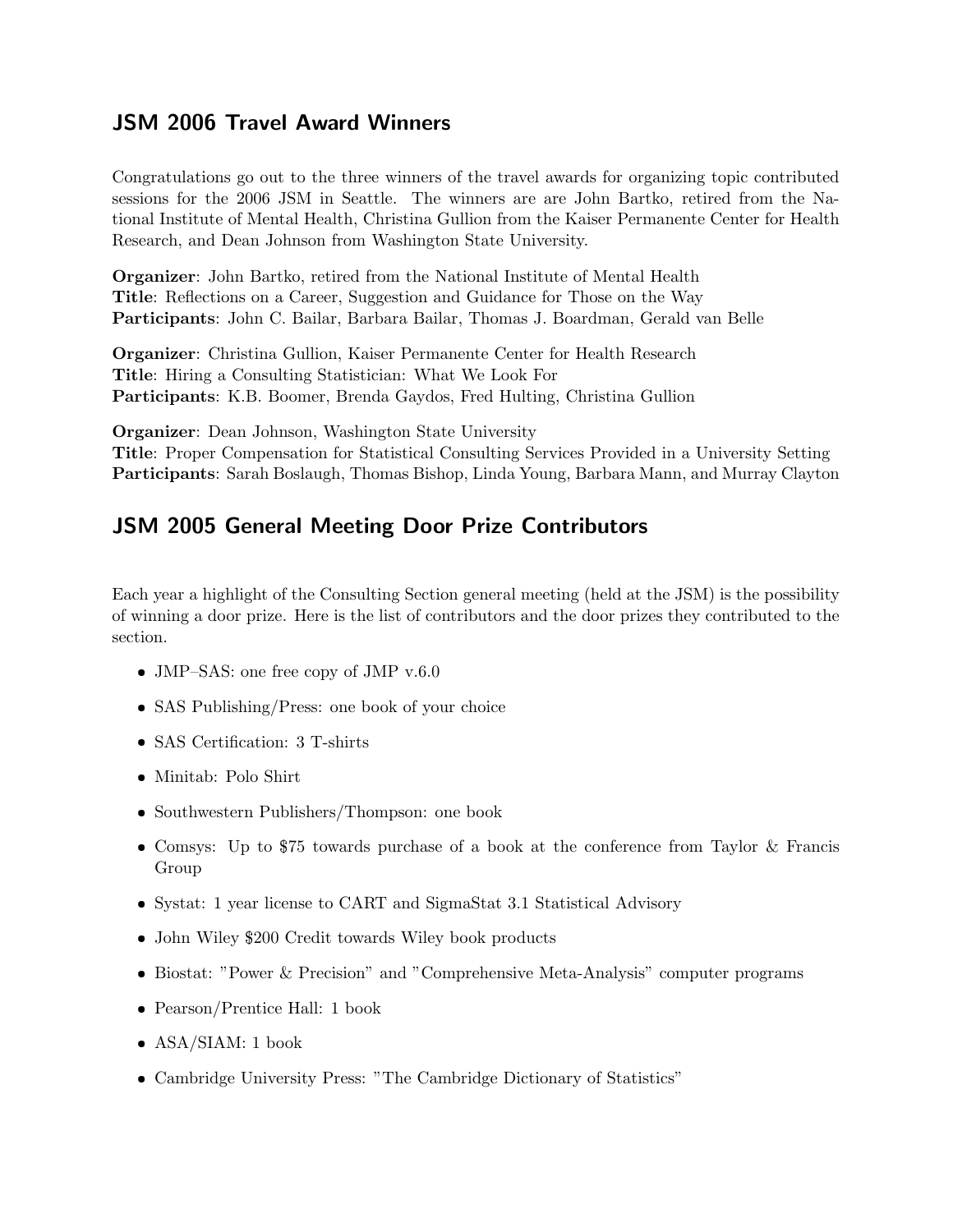## JSM 2006 Travel Award Winners

Congratulations go out to the three winners of the travel awards for organizing topic contributed sessions for the 2006 JSM in Seattle. The winners are are John Bartko, retired from the National Institute of Mental Health, Christina Gullion from the Kaiser Permanente Center for Health Research, and Dean Johnson from Washington State University.

**Organizer**: John Bartko, retired from the National Institute of Mental Health
**Title**: Reflections on a Career, Suggestion and Guidance for Those on the Way
**Participants**: John C. Bailar, Barbara Bailar, Thomas J. Boardman, Gerald van Belle

**Organizer**: Christina Gullion, Kaiser Permanente Center for Health Research
**Title**: Hiring a Consulting Statistician: What We Look For
**Participants**: K.B. Boomer, Brenda Gaydos, Fred Hulting, Christina Gullion

**Organizer**: Dean Johnson, Washington State University
**Title**: Proper Compensation for Statistical Consulting Services Provided in a University Setting
**Participants**: Sarah Boslaugh, Thomas Bishop, Linda Young, Barbara Mann, and Murray Clayton

## JSM 2005 General Meeting Door Prize Contributors

Each year a highlight of the Consulting Section general meeting (held at the JSM) is the possibility of winning a door prize. Here is the list of contributors and the door prizes they contributed to the section.

- JMP–SAS: one free copy of JMP v.6.0
- SAS Publishing/Press: one book of your choice
- SAS Certification: 3 T-shirts
- Minitab: Polo Shirt
- Southwestern Publishers/Thompson: one book
- Comsys: Up to $75 towards purchase of a book at the conference from Taylor & Francis Group
- Systat: 1 year license to CART and SigmaStat 3.1 Statistical Advisory
- John Wiley $200 Credit towards Wiley book products
- Biostat: "Power & Precision" and "Comprehensive Meta-Analysis" computer programs
- Pearson/Prentice Hall: 1 book
- ASA/SIAM: 1 book
- Cambridge University Press: "The Cambridge Dictionary of Statistics"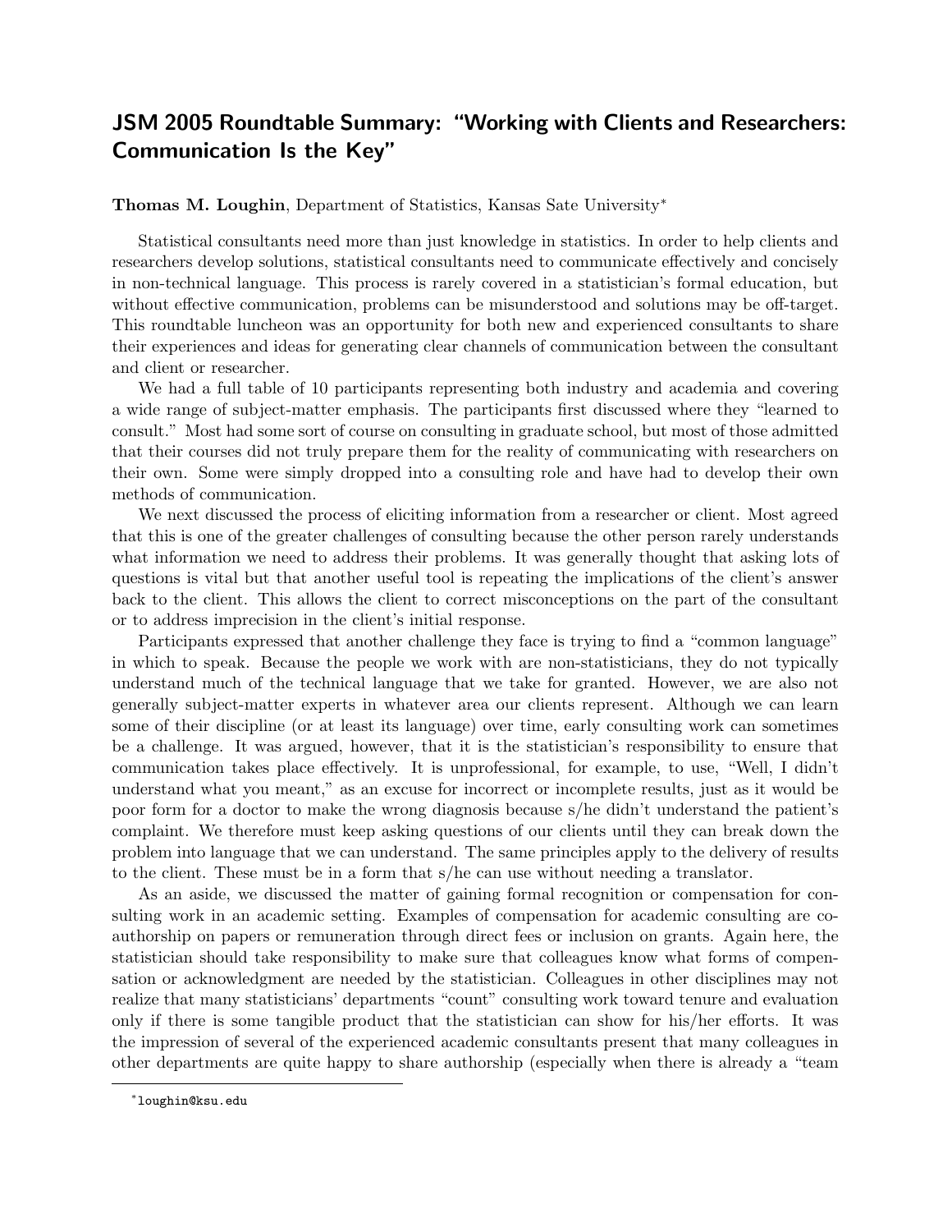## JSM 2005 Roundtable Summary: "Working with Clients and Researchers: Communication Is the Key"

**Thomas M. Loughin**, Department of Statistics, Kansas Sate University*

Statistical consultants need more than just knowledge in statistics. In order to help clients and researchers develop solutions, statistical consultants need to communicate effectively and concisely in non-technical language. This process is rarely covered in a statistician's formal education, but without effective communication, problems can be misunderstood and solutions may be off-target. This roundtable luncheon was an opportunity for both new and experienced consultants to share their experiences and ideas for generating clear channels of communication between the consultant and client or researcher.

We had a full table of 10 participants representing both industry and academia and covering a wide range of subject-matter emphasis. The participants first discussed where they "learned to consult." Most had some sort of course on consulting in graduate school, but most of those admitted that their courses did not truly prepare them for the reality of communicating with researchers on their own. Some were simply dropped into a consulting role and have had to develop their own methods of communication.

We next discussed the process of eliciting information from a researcher or client. Most agreed that this is one of the greater challenges of consulting because the other person rarely understands what information we need to address their problems. It was generally thought that asking lots of questions is vital but that another useful tool is repeating the implications of the client's answer back to the client. This allows the client to correct misconceptions on the part of the consultant or to address imprecision in the client's initial response.

Participants expressed that another challenge they face is trying to find a "common language" in which to speak. Because the people we work with are non-statisticians, they do not typically understand much of the technical language that we take for granted. However, we are also not generally subject-matter experts in whatever area our clients represent. Although we can learn some of their discipline (or at least its language) over time, early consulting work can sometimes be a challenge. It was argued, however, that it is the statistician's responsibility to ensure that communication takes place effectively. It is unprofessional, for example, to use, "Well, I didn't understand what you meant," as an excuse for incorrect or incomplete results, just as it would be poor form for a doctor to make the wrong diagnosis because s/he didn't understand the patient's complaint. We therefore must keep asking questions of our clients until they can break down the problem into language that we can understand. The same principles apply to the delivery of results to the client. These must be in a form that s/he can use without needing a translator.

As an aside, we discussed the matter of gaining formal recognition or compensation for consulting work in an academic setting. Examples of compensation for academic consulting are co-authorship on papers or remuneration through direct fees or inclusion on grants. Again here, the statistician should take responsibility to make sure that colleagues know what forms of compensation or acknowledgment are needed by the statistician. Colleagues in other disciplines may not realize that many statisticians' departments "count" consulting work toward tenure and evaluation only if there is some tangible product that the statistician can show for his/her efforts. It was the impression of several of the experienced academic consultants present that many colleagues in other departments are quite happy to share authorship (especially when there is already a "team

*loughin@ksu.edu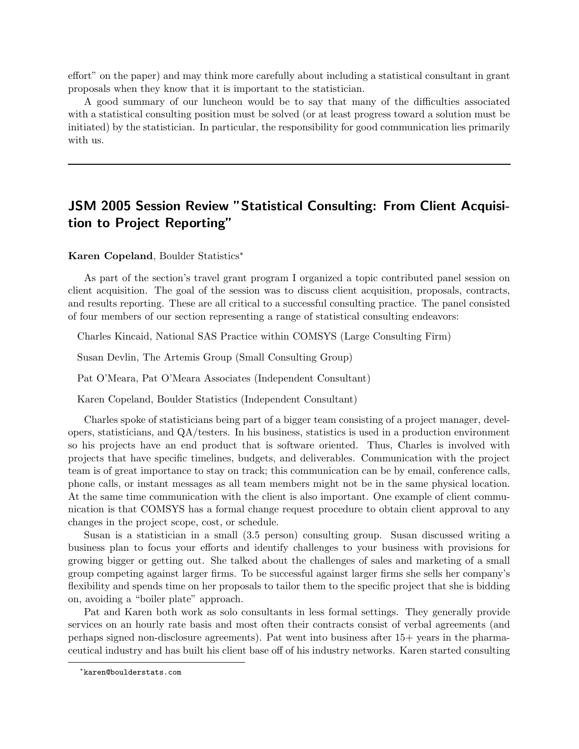effort" on the paper) and may think more carefully about including a statistical consultant in grant proposals when they know that it is important to the statistician.

A good summary of our luncheon would be to say that many of the difficulties associated with a statistical consulting position must be solved (or at least progress toward a solution must be initiated) by the statistician. In particular, the responsibility for good communication lies primarily with us.

---

## JSM 2005 Session Review "Statistical Consulting: From Client Acquisition to Project Reporting"

**Karen Copeland**, Boulder Statistics*

As part of the section's travel grant program I organized a topic contributed panel session on client acquisition. The goal of the session was to discuss client acquisition, proposals, contracts, and results reporting. These are all critical to a successful consulting practice. The panel consisted of four members of our section representing a range of statistical consulting endeavors:

Charles Kincaid, National SAS Practice within COMSYS (Large Consulting Firm)

Susan Devlin, The Artemis Group (Small Consulting Group)

Pat O'Meara, Pat O'Meara Associates (Independent Consultant)

Karen Copeland, Boulder Statistics (Independent Consultant)

Charles spoke of statisticians being part of a bigger team consisting of a project manager, developers, statisticians, and QA/testers. In his business, statistics is used in a production environment so his projects have an end product that is software oriented. Thus, Charles is involved with projects that have specific timelines, budgets, and deliverables. Communication with the project team is of great importance to stay on track; this communication can be by email, conference calls, phone calls, or instant messages as all team members might not be in the same physical location. At the same time communication with the client is also important. One example of client communication is that COMSYS has a formal change request procedure to obtain client approval to any changes in the project scope, cost, or schedule.

Susan is a statistician in a small (3.5 person) consulting group. Susan discussed writing a business plan to focus your efforts and identify challenges to your business with provisions for growing bigger or getting out. She talked about the challenges of sales and marketing of a small group competing against larger firms. To be successful against larger firms she sells her company's flexibility and spends time on her proposals to tailor them to the specific project that she is bidding on, avoiding a "boiler plate" approach.

Pat and Karen both work as solo consultants in less formal settings. They generally provide services on an hourly rate basis and most often their contracts consist of verbal agreements (and perhaps signed non-disclosure agreements). Pat went into business after 15+ years in the pharmaceutical industry and has built his client base off of his industry networks. Karen started consulting

---

*karen@boulderstats.com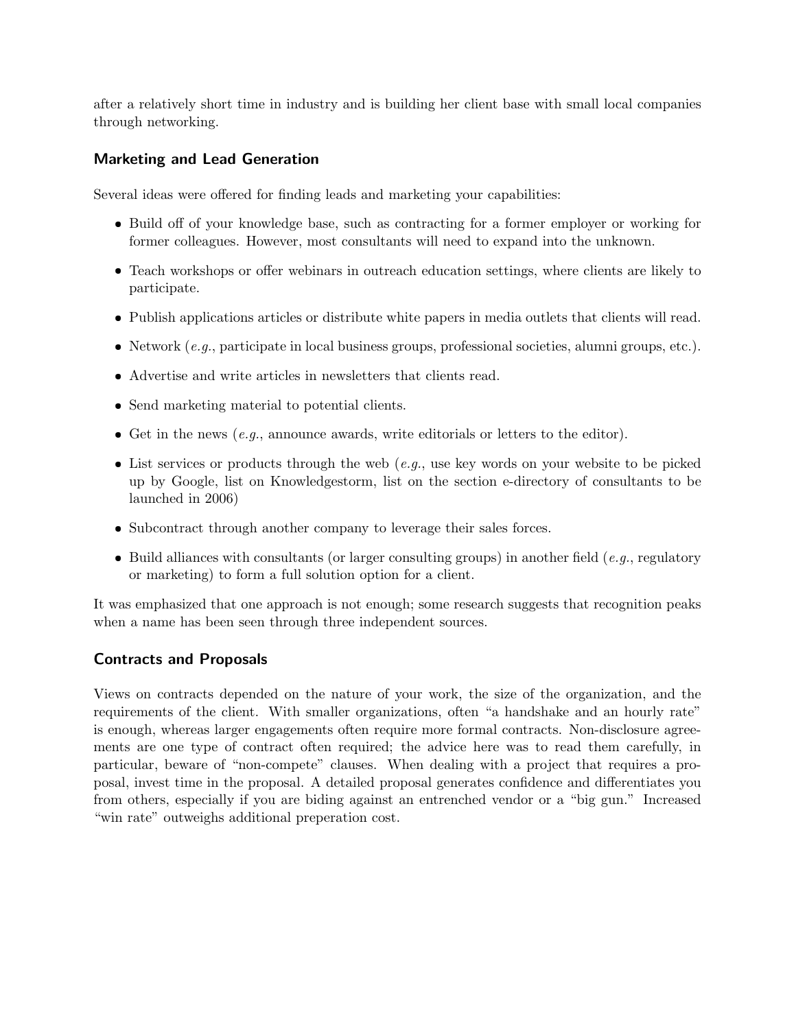after a relatively short time in industry and is building her client base with small local companies through networking.

### Marketing and Lead Generation

Several ideas were offered for finding leads and marketing your capabilities:

- Build off of your knowledge base, such as contracting for a former employer or working for former colleagues. However, most consultants will need to expand into the unknown.
- Teach workshops or offer webinars in outreach education settings, where clients are likely to participate.
- Publish applications articles or distribute white papers in media outlets that clients will read.
- Network (*e.g.*, participate in local business groups, professional societies, alumni groups, etc.).
- Advertise and write articles in newsletters that clients read.
- Send marketing material to potential clients.
- Get in the news (*e.g.*, announce awards, write editorials or letters to the editor).
- List services or products through the web (*e.g.*, use key words on your website to be picked up by Google, list on Knowledgestorm, list on the section e-directory of consultants to be launched in 2006)
- Subcontract through another company to leverage their sales forces.
- Build alliances with consultants (or larger consulting groups) in another field (*e.g.*, regulatory or marketing) to form a full solution option for a client.

It was emphasized that one approach is not enough; some research suggests that recognition peaks when a name has been seen through three independent sources.

### Contracts and Proposals

Views on contracts depended on the nature of your work, the size of the organization, and the requirements of the client. With smaller organizations, often "a handshake and an hourly rate" is enough, whereas larger engagements often require more formal contracts. Non-disclosure agreements are one type of contract often required; the advice here was to read them carefully, in particular, beware of "non-compete" clauses. When dealing with a project that requires a proposal, invest time in the proposal. A detailed proposal generates confidence and differentiates you from others, especially if you are biding against an entrenched vendor or a "big gun." Increased "win rate" outweighs additional preperation cost.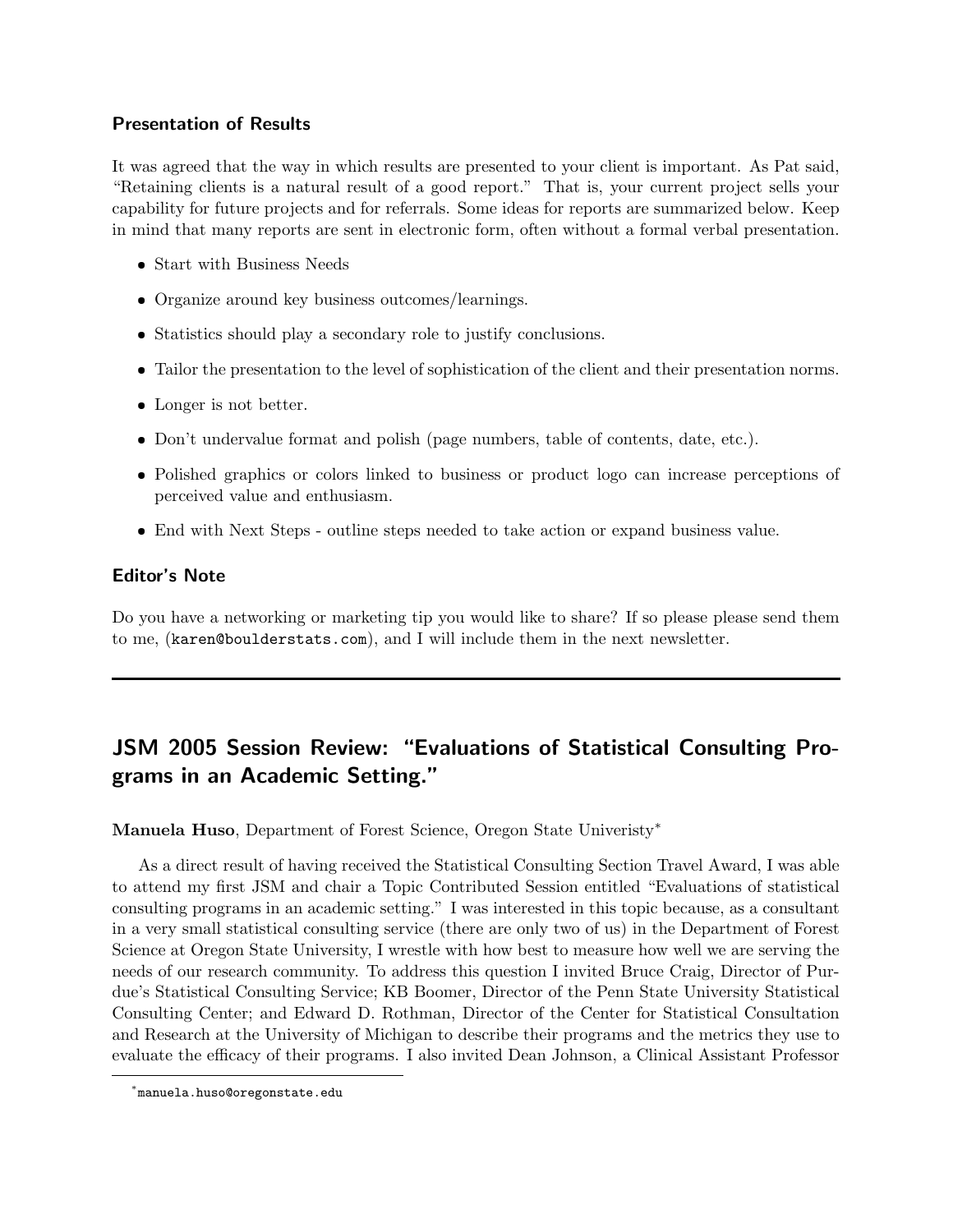### Presentation of Results

It was agreed that the way in which results are presented to your client is important. As Pat said, "Retaining clients is a natural result of a good report." That is, your current project sells your capability for future projects and for referrals. Some ideas for reports are summarized below. Keep in mind that many reports are sent in electronic form, often without a formal verbal presentation.

- Start with Business Needs
- Organize around key business outcomes/learnings.
- Statistics should play a secondary role to justify conclusions.
- Tailor the presentation to the level of sophistication of the client and their presentation norms.
- Longer is not better.
- Don't undervalue format and polish (page numbers, table of contents, date, etc.).
- Polished graphics or colors linked to business or product logo can increase perceptions of perceived value and enthusiasm.
- End with Next Steps - outline steps needed to take action or expand business value.

### Editor's Note

Do you have a networking or marketing tip you would like to share? If so please please send them to me, (karen@boulderstats.com), and I will include them in the next newsletter.

---

## JSM 2005 Session Review: "Evaluations of Statistical Consulting Programs in an Academic Setting."

**Manuela Huso**, Department of Forest Science, Oregon State Univeristy[*]

As a direct result of having received the Statistical Consulting Section Travel Award, I was able to attend my first JSM and chair a Topic Contributed Session entitled "Evaluations of statistical consulting programs in an academic setting." I was interested in this topic because, as a consultant in a very small statistical consulting service (there are only two of us) in the Department of Forest Science at Oregon State University, I wrestle with how best to measure how well we are serving the needs of our research community. To address this question I invited Bruce Craig, Director of Purdue's Statistical Consulting Service; KB Boomer, Director of the Penn State University Statistical Consulting Center; and Edward D. Rothman, Director of the Center for Statistical Consultation and Research at the University of Michigan to describe their programs and the metrics they use to evaluate the efficacy of their programs. I also invited Dean Johnson, a Clinical Assistant Professor

[*] manuela.huso@oregonstate.edu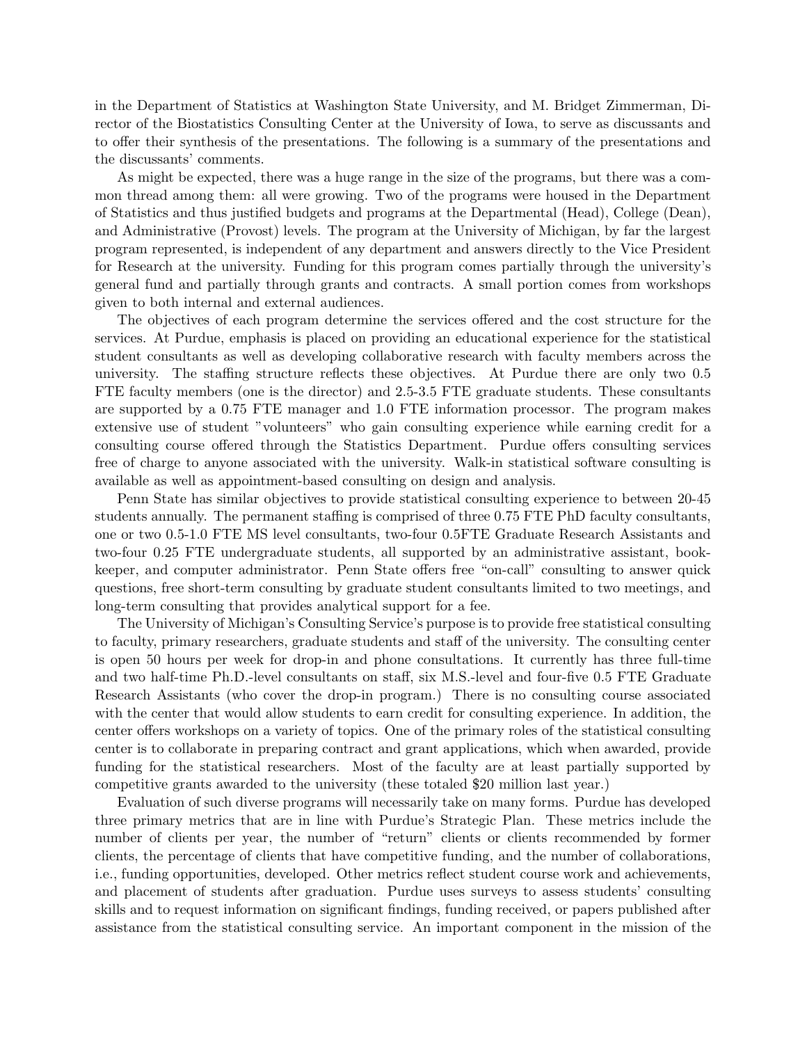in the Department of Statistics at Washington State University, and M. Bridget Zimmerman, Director of the Biostatistics Consulting Center at the University of Iowa, to serve as discussants and to offer their synthesis of the presentations. The following is a summary of the presentations and the discussants' comments.

As might be expected, there was a huge range in the size of the programs, but there was a common thread among them: all were growing. Two of the programs were housed in the Department of Statistics and thus justified budgets and programs at the Departmental (Head), College (Dean), and Administrative (Provost) levels. The program at the University of Michigan, by far the largest program represented, is independent of any department and answers directly to the Vice President for Research at the university. Funding for this program comes partially through the university's general fund and partially through grants and contracts. A small portion comes from workshops given to both internal and external audiences.

The objectives of each program determine the services offered and the cost structure for the services. At Purdue, emphasis is placed on providing an educational experience for the statistical student consultants as well as developing collaborative research with faculty members across the university. The staffing structure reflects these objectives. At Purdue there are only two 0.5 FTE faculty members (one is the director) and 2.5-3.5 FTE graduate students. These consultants are supported by a 0.75 FTE manager and 1.0 FTE information processor. The program makes extensive use of student "volunteers" who gain consulting experience while earning credit for a consulting course offered through the Statistics Department. Purdue offers consulting services free of charge to anyone associated with the university. Walk-in statistical software consulting is available as well as appointment-based consulting on design and analysis.

Penn State has similar objectives to provide statistical consulting experience to between 20-45 students annually. The permanent staffing is comprised of three 0.75 FTE PhD faculty consultants, one or two 0.5-1.0 FTE MS level consultants, two-four 0.5FTE Graduate Research Assistants and two-four 0.25 FTE undergraduate students, all supported by an administrative assistant, bookkeeper, and computer administrator. Penn State offers free "on-call" consulting to answer quick questions, free short-term consulting by graduate student consultants limited to two meetings, and long-term consulting that provides analytical support for a fee.

The University of Michigan's Consulting Service's purpose is to provide free statistical consulting to faculty, primary researchers, graduate students and staff of the university. The consulting center is open 50 hours per week for drop-in and phone consultations. It currently has three full-time and two half-time Ph.D.-level consultants on staff, six M.S.-level and four-five 0.5 FTE Graduate Research Assistants (who cover the drop-in program.) There is no consulting course associated with the center that would allow students to earn credit for consulting experience. In addition, the center offers workshops on a variety of topics. One of the primary roles of the statistical consulting center is to collaborate in preparing contract and grant applications, which when awarded, provide funding for the statistical researchers. Most of the faculty are at least partially supported by competitive grants awarded to the university (these totaled $20 million last year.)

Evaluation of such diverse programs will necessarily take on many forms. Purdue has developed three primary metrics that are in line with Purdue's Strategic Plan. These metrics include the number of clients per year, the number of "return" clients or clients recommended by former clients, the percentage of clients that have competitive funding, and the number of collaborations, i.e., funding opportunities, developed. Other metrics reflect student course work and achievements, and placement of students after graduation. Purdue uses surveys to assess students' consulting skills and to request information on significant findings, funding received, or papers published after assistance from the statistical consulting service. An important component in the mission of the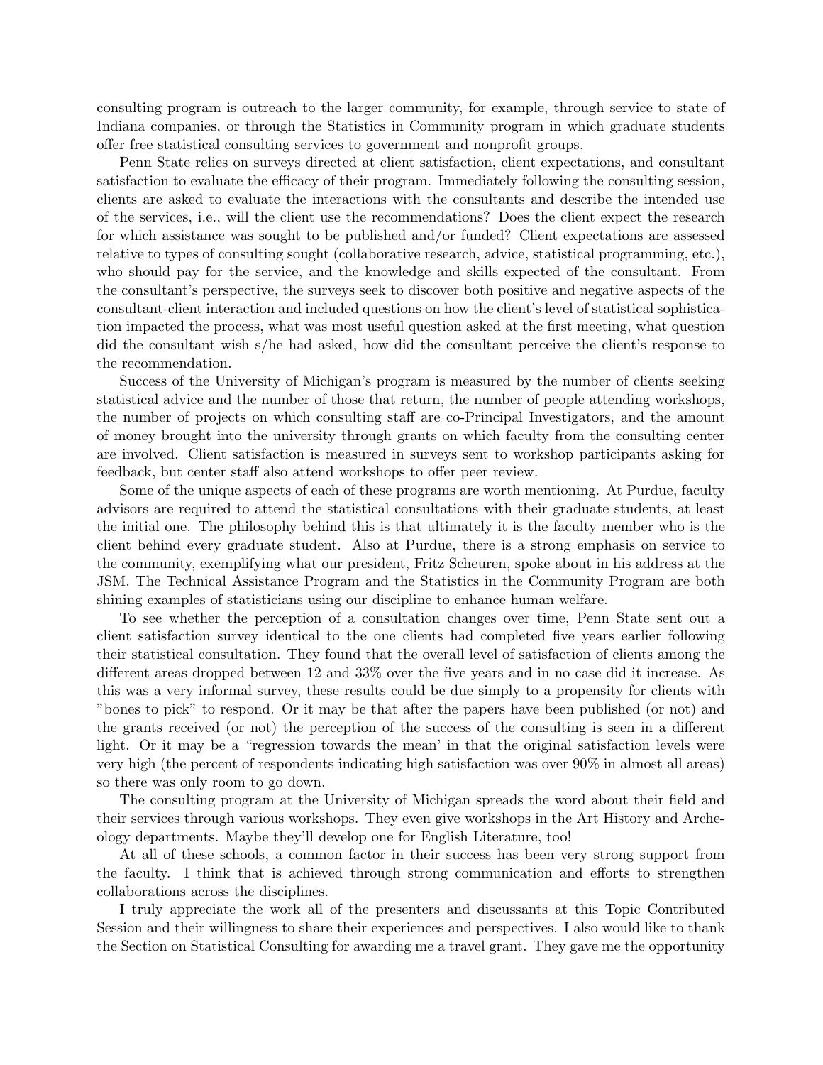consulting program is outreach to the larger community, for example, through service to state of Indiana companies, or through the Statistics in Community program in which graduate students offer free statistical consulting services to government and nonprofit groups.

Penn State relies on surveys directed at client satisfaction, client expectations, and consultant satisfaction to evaluate the efficacy of their program. Immediately following the consulting session, clients are asked to evaluate the interactions with the consultants and describe the intended use of the services, i.e., will the client use the recommendations? Does the client expect the research for which assistance was sought to be published and/or funded? Client expectations are assessed relative to types of consulting sought (collaborative research, advice, statistical programming, etc.), who should pay for the service, and the knowledge and skills expected of the consultant. From the consultant's perspective, the surveys seek to discover both positive and negative aspects of the consultant-client interaction and included questions on how the client's level of statistical sophistication impacted the process, what was most useful question asked at the first meeting, what question did the consultant wish s/he had asked, how did the consultant perceive the client's response to the recommendation.

Success of the University of Michigan's program is measured by the number of clients seeking statistical advice and the number of those that return, the number of people attending workshops, the number of projects on which consulting staff are co-Principal Investigators, and the amount of money brought into the university through grants on which faculty from the consulting center are involved. Client satisfaction is measured in surveys sent to workshop participants asking for feedback, but center staff also attend workshops to offer peer review.

Some of the unique aspects of each of these programs are worth mentioning. At Purdue, faculty advisors are required to attend the statistical consultations with their graduate students, at least the initial one. The philosophy behind this is that ultimately it is the faculty member who is the client behind every graduate student. Also at Purdue, there is a strong emphasis on service to the community, exemplifying what our president, Fritz Scheuren, spoke about in his address at the JSM. The Technical Assistance Program and the Statistics in the Community Program are both shining examples of statisticians using our discipline to enhance human welfare.

To see whether the perception of a consultation changes over time, Penn State sent out a client satisfaction survey identical to the one clients had completed five years earlier following their statistical consultation. They found that the overall level of satisfaction of clients among the different areas dropped between 12 and 33% over the five years and in no case did it increase. As this was a very informal survey, these results could be due simply to a propensity for clients with "bones to pick" to respond. Or it may be that after the papers have been published (or not) and the grants received (or not) the perception of the success of the consulting is seen in a different light. Or it may be a "regression towards the mean' in that the original satisfaction levels were very high (the percent of respondents indicating high satisfaction was over 90% in almost all areas) so there was only room to go down.

The consulting program at the University of Michigan spreads the word about their field and their services through various workshops. They even give workshops in the Art History and Archeology departments. Maybe they'll develop one for English Literature, too!

At all of these schools, a common factor in their success has been very strong support from the faculty. I think that is achieved through strong communication and efforts to strengthen collaborations across the disciplines.

I truly appreciate the work all of the presenters and discussants at this Topic Contributed Session and their willingness to share their experiences and perspectives. I also would like to thank the Section on Statistical Consulting for awarding me a travel grant. They gave me the opportunity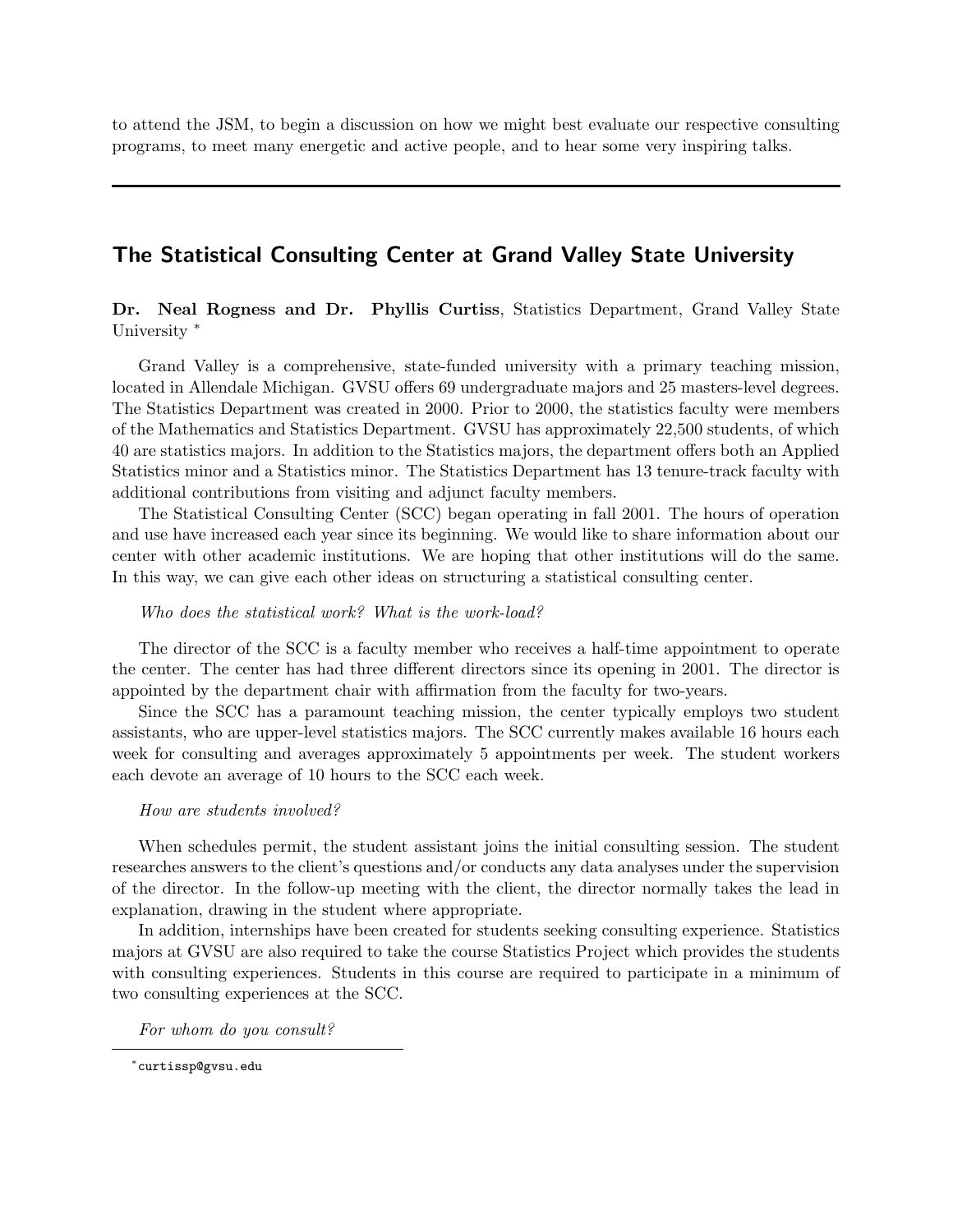to attend the JSM, to begin a discussion on how we might best evaluate our respective consulting programs, to meet many energetic and active people, and to hear some very inspiring talks.

---

## The Statistical Consulting Center at Grand Valley State University

**Dr. Neal Rogness and Dr. Phyllis Curtiss**, Statistics Department, Grand Valley State University *

Grand Valley is a comprehensive, state-funded university with a primary teaching mission, located in Allendale Michigan. GVSU offers 69 undergraduate majors and 25 masters-level degrees. The Statistics Department was created in 2000. Prior to 2000, the statistics faculty were members of the Mathematics and Statistics Department. GVSU has approximately 22,500 students, of which 40 are statistics majors. In addition to the Statistics majors, the department offers both an Applied Statistics minor and a Statistics minor. The Statistics Department has 13 tenure-track faculty with additional contributions from visiting and adjunct faculty members.

The Statistical Consulting Center (SCC) began operating in fall 2001. The hours of operation and use have increased each year since its beginning. We would like to share information about our center with other academic institutions. We are hoping that other institutions will do the same. In this way, we can give each other ideas on structuring a statistical consulting center.

*Who does the statistical work? What is the work-load?*

The director of the SCC is a faculty member who receives a half-time appointment to operate the center. The center has had three different directors since its opening in 2001. The director is appointed by the department chair with affirmation from the faculty for two-years.

Since the SCC has a paramount teaching mission, the center typically employs two student assistants, who are upper-level statistics majors. The SCC currently makes available 16 hours each week for consulting and averages approximately 5 appointments per week. The student workers each devote an average of 10 hours to the SCC each week.

*How are students involved?*

When schedules permit, the student assistant joins the initial consulting session. The student researches answers to the client's questions and/or conducts any data analyses under the supervision of the director. In the follow-up meeting with the client, the director normally takes the lead in explanation, drawing in the student where appropriate.

In addition, internships have been created for students seeking consulting experience. Statistics majors at GVSU are also required to take the course Statistics Project which provides the students with consulting experiences. Students in this course are required to participate in a minimum of two consulting experiences at the SCC.

*For whom do you consult?*

---

* curtissp@gvsu.edu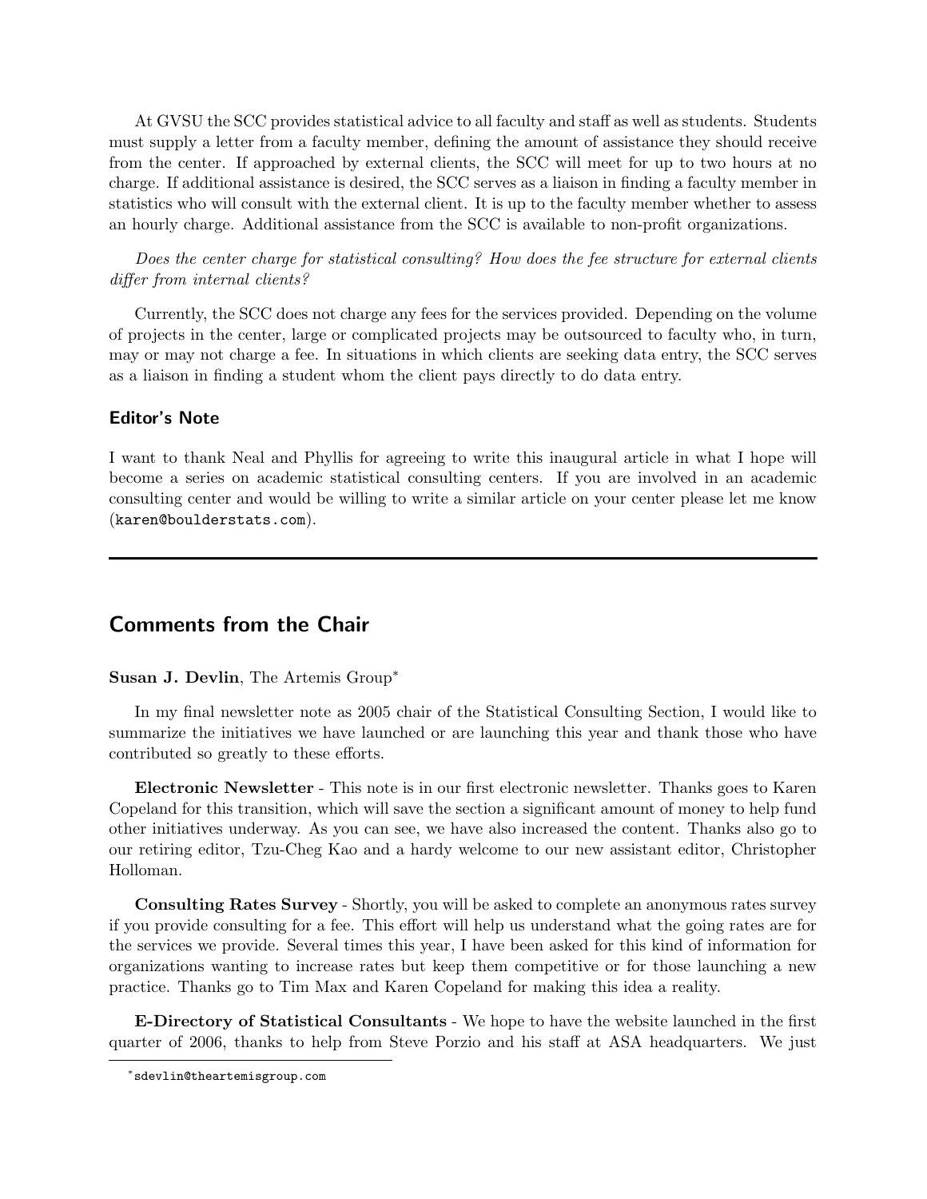At GVSU the SCC provides statistical advice to all faculty and staff as well as students. Students must supply a letter from a faculty member, defining the amount of assistance they should receive from the center. If approached by external clients, the SCC will meet for up to two hours at no charge. If additional assistance is desired, the SCC serves as a liaison in finding a faculty member in statistics who will consult with the external client. It is up to the faculty member whether to assess an hourly charge. Additional assistance from the SCC is available to non-profit organizations.

*Does the center charge for statistical consulting? How does the fee structure for external clients differ from internal clients?*

Currently, the SCC does not charge any fees for the services provided. Depending on the volume of projects in the center, large or complicated projects may be outsourced to faculty who, in turn, may or may not charge a fee. In situations in which clients are seeking data entry, the SCC serves as a liaison in finding a student whom the client pays directly to do data entry.

### Editor's Note

I want to thank Neal and Phyllis for agreeing to write this inaugural article in what I hope will become a series on academic statistical consulting centers. If you are involved in an academic consulting center and would be willing to write a similar article on your center please let me know (karen@boulderstats.com).

---

## Comments from the Chair

**Susan J. Devlin**, The Artemis Group[*]

In my final newsletter note as 2005 chair of the Statistical Consulting Section, I would like to summarize the initiatives we have launched or are launching this year and thank those who have contributed so greatly to these efforts.

**Electronic Newsletter** - This note is in our first electronic newsletter. Thanks goes to Karen Copeland for this transition, which will save the section a significant amount of money to help fund other initiatives underway. As you can see, we have also increased the content. Thanks also go to our retiring editor, Tzu-Cheg Kao and a hardy welcome to our new assistant editor, Christopher Holloman.

**Consulting Rates Survey** - Shortly, you will be asked to complete an anonymous rates survey if you provide consulting for a fee. This effort will help us understand what the going rates are for the services we provide. Several times this year, I have been asked for this kind of information for organizations wanting to increase rates but keep them competitive or for those launching a new practice. Thanks go to Tim Max and Karen Copeland for making this idea a reality.

**E-Directory of Statistical Consultants** - We hope to have the website launched in the first quarter of 2006, thanks to help from Steve Porzio and his staff at ASA headquarters. We just

[*] sdevlin@theartemisgroup.com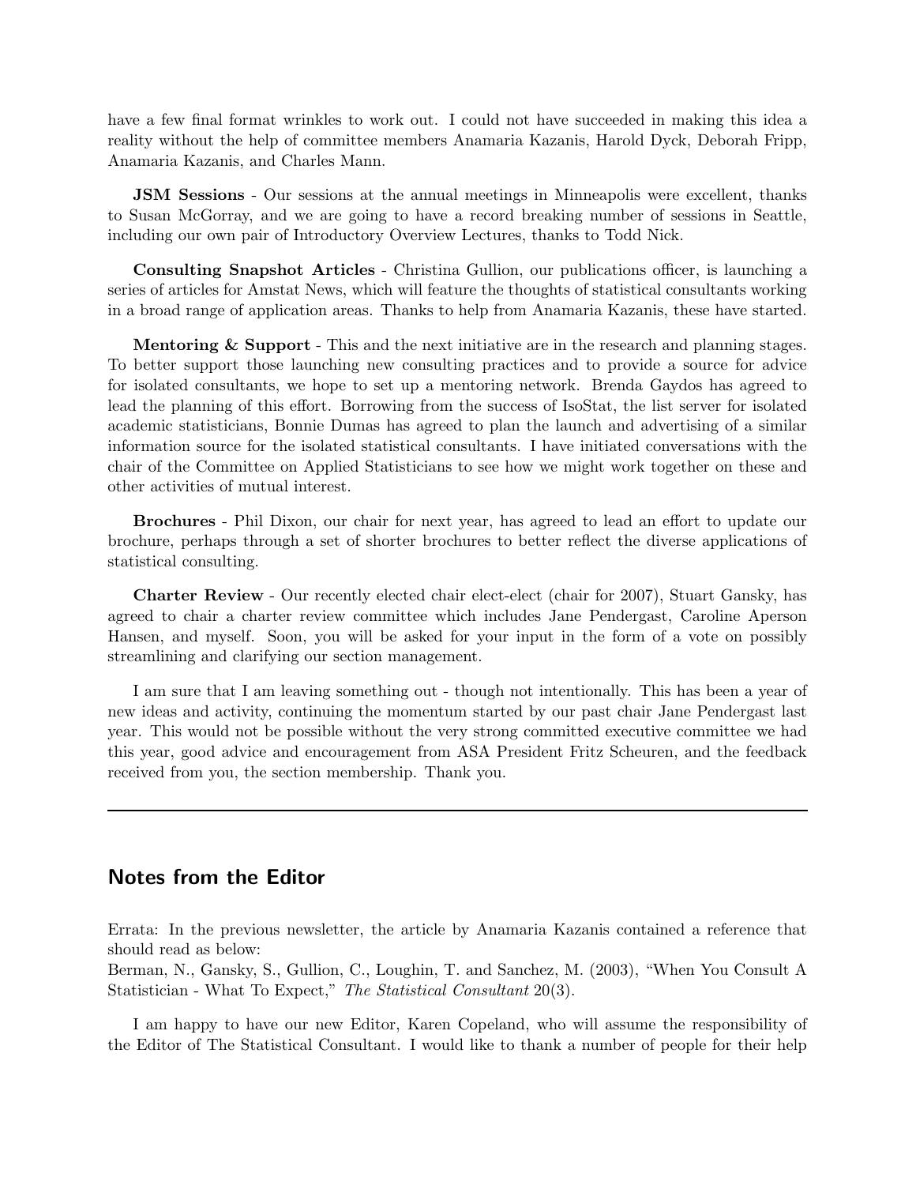have a few final format wrinkles to work out. I could not have succeeded in making this idea a reality without the help of committee members Anamaria Kazanis, Harold Dyck, Deborah Fripp, Anamaria Kazanis, and Charles Mann.

**JSM Sessions** - Our sessions at the annual meetings in Minneapolis were excellent, thanks to Susan McGorray, and we are going to have a record breaking number of sessions in Seattle, including our own pair of Introductory Overview Lectures, thanks to Todd Nick.

**Consulting Snapshot Articles** - Christina Gullion, our publications officer, is launching a series of articles for Amstat News, which will feature the thoughts of statistical consultants working in a broad range of application areas. Thanks to help from Anamaria Kazanis, these have started.

**Mentoring & Support** - This and the next initiative are in the research and planning stages. To better support those launching new consulting practices and to provide a source for advice for isolated consultants, we hope to set up a mentoring network. Brenda Gaydos has agreed to lead the planning of this effort. Borrowing from the success of IsoStat, the list server for isolated academic statisticians, Bonnie Dumas has agreed to plan the launch and advertising of a similar information source for the isolated statistical consultants. I have initiated conversations with the chair of the Committee on Applied Statisticians to see how we might work together on these and other activities of mutual interest.

**Brochures** - Phil Dixon, our chair for next year, has agreed to lead an effort to update our brochure, perhaps through a set of shorter brochures to better reflect the diverse applications of statistical consulting.

**Charter Review** - Our recently elected chair elect-elect (chair for 2007), Stuart Gansky, has agreed to chair a charter review committee which includes Jane Pendergast, Caroline Aperson Hansen, and myself. Soon, you will be asked for your input in the form of a vote on possibly streamlining and clarifying our section management.

I am sure that I am leaving something out - though not intentionally. This has been a year of new ideas and activity, continuing the momentum started by our past chair Jane Pendergast last year. This would not be possible without the very strong committed executive committee we had this year, good advice and encouragement from ASA President Fritz Scheuren, and the feedback received from you, the section membership. Thank you.

---

## Notes from the Editor

Errata: In the previous newsletter, the article by Anamaria Kazanis contained a reference that should read as below:
Berman, N., Gansky, S., Gullion, C., Loughin, T. and Sanchez, M. (2003), "When You Consult A Statistician - What To Expect," *The Statistical Consultant* 20(3).

I am happy to have our new Editor, Karen Copeland, who will assume the responsibility of the Editor of The Statistical Consultant. I would like to thank a number of people for their help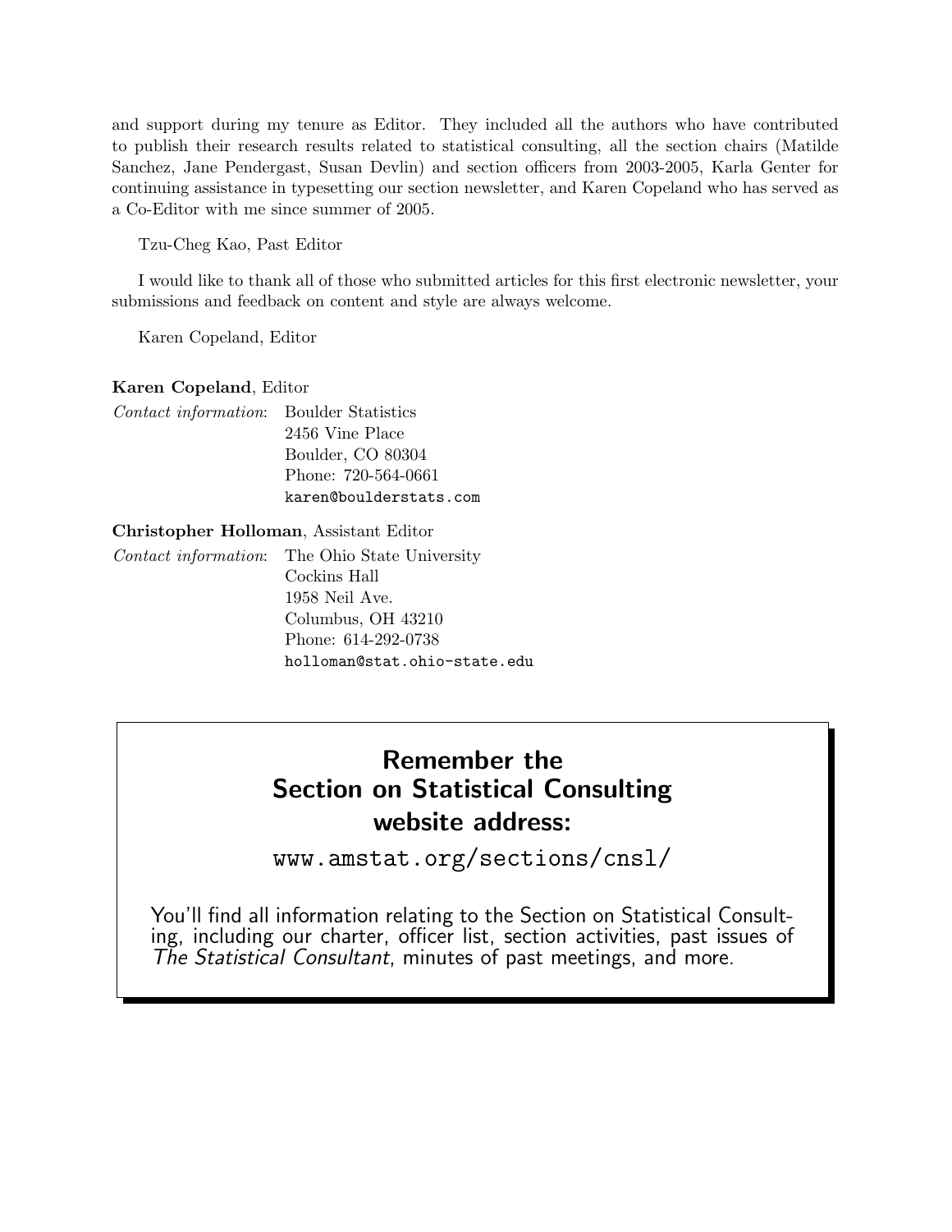and support during my tenure as Editor. They included all the authors who have contributed to publish their research results related to statistical consulting, all the section chairs (Matilde Sanchez, Jane Pendergast, Susan Devlin) and section officers from 2003-2005, Karla Genter for continuing assistance in typesetting our section newsletter, and Karen Copeland who has served as a Co-Editor with me since summer of 2005.

Tzu-Cheg Kao, Past Editor

I would like to thank all of those who submitted articles for this first electronic newsletter, your submissions and feedback on content and style are always welcome.

Karen Copeland, Editor

**Karen Copeland**, Editor

*Contact information*: Boulder Statistics
2456 Vine Place
Boulder, CO 80304
Phone: 720-564-0661
karen@boulderstats.com

**Christopher Holloman**, Assistant Editor

*Contact information*: The Ohio State University
Cockins Hall
1958 Neil Ave.
Columbus, OH 43210
Phone: 614-292-0738
holloman@stat.ohio-state.edu

## Remember the Section on Statistical Consulting website address:

www.amstat.org/sections/cnsl/

You'll find all information relating to the Section on Statistical Consulting, including our charter, officer list, section activities, past issues of *The Statistical Consultant*, minutes of past meetings, and more.